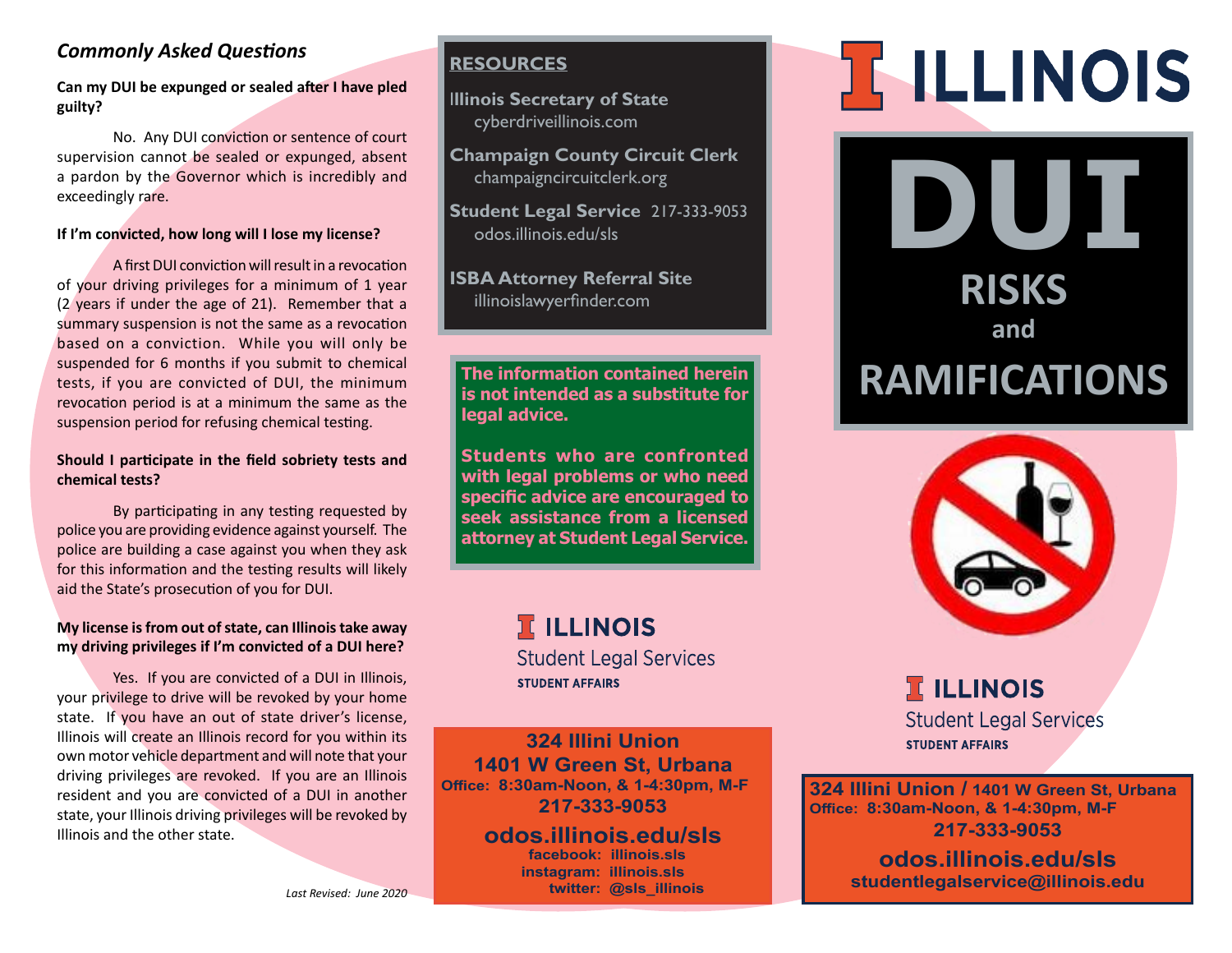## *Commonly Asked Questions*

**Can my DUI be expunged or sealed after I have pled guilty?**

No. Any DUI conviction or sentence of court supervision cannot be sealed or expunged, absent a pardon by the Governor which is incredibly and exceedingly rare.

**If I'm convicted, how long will I lose my license?**

A first DUI conviction will result in a revocation of your driving privileges for a minimum of 1 year (2 years if under the age of 21). Remember that a summary suspension is not the same as a revocation based on a conviction. While you will only be suspended for 6 months if you submit to chemical tests, if you are convicted of DUI, the minimum revocation period is at a minimum the same as the suspension period for refusing chemical testing.

**Should I participate in the field sobriety tests and chemical tests?**

By participating in any testing requested by police you are providing evidence against yourself. The police are building a case against you when they ask for this information and the testing results will likely aid the State's prosecution of you for DUI.

**My license is from out of state, can Illinois take away my driving privileges if I'm convicted of a DUI here?**

Yes. If you are convicted of a DUI in Illinois, your privilege to drive will be revoked by your home state. If you have an out of state driver's license, Illinois will create an Illinois record for you within its own motor vehicle department and will note that your driving privileges are revoked. If you are an Illinois resident and you are convicted of a DUI in another state, your Illinois driving privileges will be revoked by Illinois and the other state.

*Last Revised: June 2020*

## RESOURCES

**Illinois Secretary of State**
cyberdriveillinois.com

**Champaign County Circuit Clerk**
champaigncircuitclerk.org

**Student Legal Service** 217-333-9053
odos.illinois.edu/sls

**ISBA Attorney Referral Site**
illinoislawyerfinder.com

**The information contained herein is not intended as a substitute for legal advice.**

**Students who are confronted with legal problems or who need specific advice are encouraged to seek assistance from a licensed attorney at Student Legal Service.**

**ILLINOIS**
Student Legal Services
**STUDENT AFFAIRS**

**324 Illini Union**
**1401 W Green St, Urbana**
**Office: 8:30am-Noon, & 1-4:30pm, M-F**
**217-333-9053**
**odos.illinois.edu/sls**
**facebook: illinois.sls**
**instagram: illinois.sls**
**twitter: @sls_illinois**

# ILLINOIS

# DUI
## RISKS and RAMIFICATIONS

**ILLINOIS**
Student Legal Services
**STUDENT AFFAIRS**

**324 Illini Union / 1401 W Green St, Urbana**
**Office: 8:30am-Noon, & 1-4:30pm, M-F**
**217-333-9053**
**odos.illinois.edu/sls**
**studentlegalservice@illinois.edu**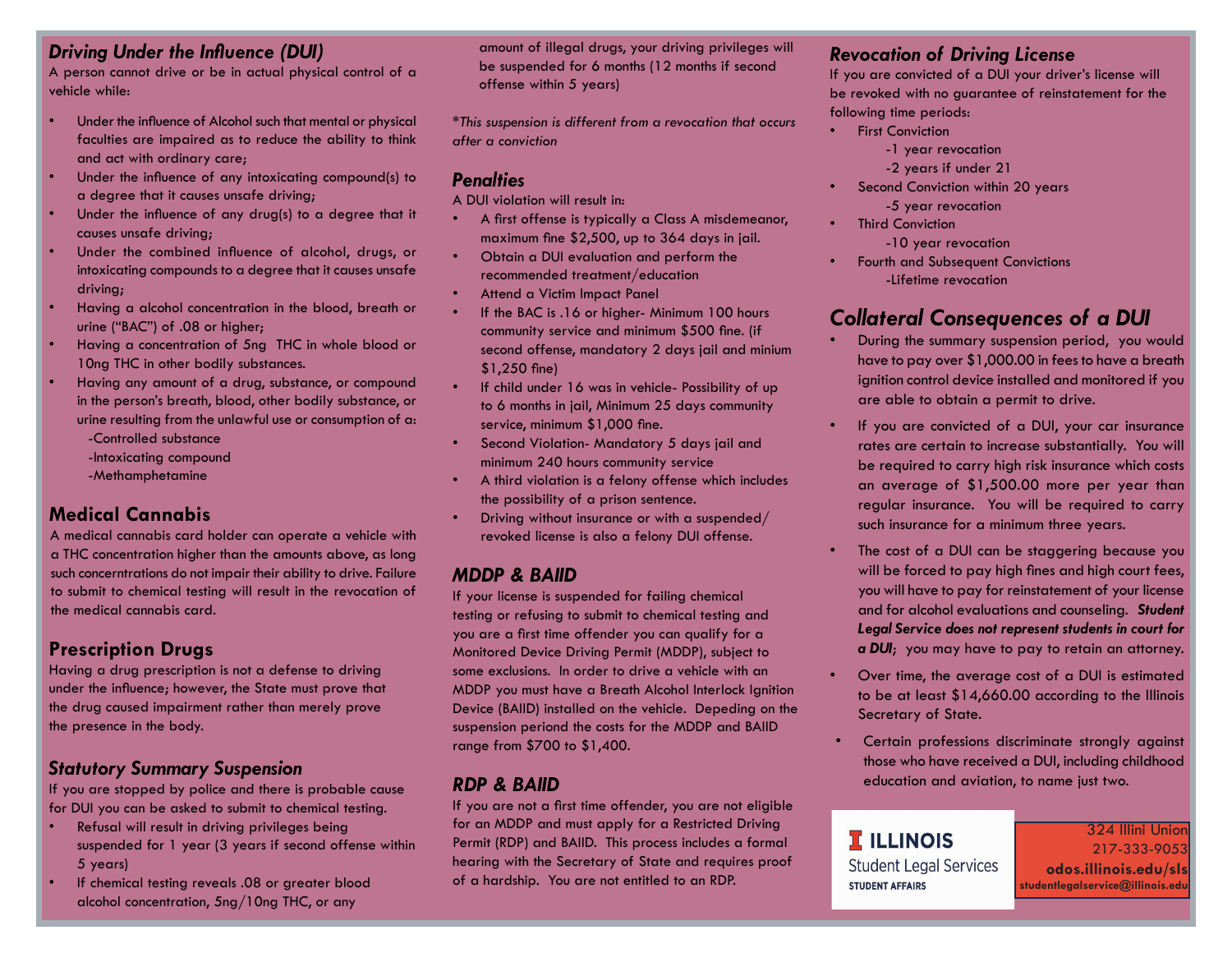## *Driving Under the Influence (DUI)*

A person cannot drive or be in actual physical control of a vehicle while:

- Under the influence of Alcohol such that mental or physical faculties are impaired as to reduce the ability to think and act with ordinary care;
- Under the influence of any intoxicating compound(s) to a degree that it causes unsafe driving;
- Under the influence of any drug(s) to a degree that it causes unsafe driving;
- Under the combined influence of alcohol, drugs, or intoxicating compounds to a degree that it causes unsafe driving;
- Having a alcohol concentration in the blood, breath or urine ("BAC") of .08 or higher;
- Having a concentration of 5ng THC in whole blood or 10ng THC in other bodily substances.
- Having any amount of a drug, substance, or compound in the person's breath, blood, other bodily substance, or urine resulting from the unlawful use or consumption of a:
  - -Controlled substance
  - -Intoxicating compound
  - -Methamphetamine

## Medical Cannabis

A medical cannabis card holder can operate a vehicle with a THC concentration higher than the amounts above, as long such concerntrations do not impair their ability to drive. Failure to submit to chemical testing will result in the revocation of the medical cannabis card.

## Prescription Drugs

Having a drug prescription is not a defense to driving under the influence; however, the State must prove that the drug caused impairment rather than merely prove the presence in the body.

## *Statutory Summary Suspension*

If you are stopped by police and there is probable cause for DUI you can be asked to submit to chemical testing.

- Refusal will result in driving privileges being suspended for 1 year (3 years if second offense within 5 years)
- If chemical testing reveals .08 or greater blood alcohol concentration, 5ng/10ng THC, or any amount of illegal drugs, your driving privileges will be suspended for 6 months (12 months if second offense within 5 years)

**This suspension is different from a revocation that occurs after a conviction*

## *Penalties*

A DUI violation will result in:

- A first offense is typically a Class A misdemeanor, maximum fine $2,500, up to 364 days in jail.
- Obtain a DUI evaluation and perform the recommended treatment/education
- Attend a Victim Impact Panel
- If the BAC is .16 or higher- Minimum 100 hours community service and minimum $500 fine. (if second offense, mandatory 2 days jail and minium $1,250 fine)
- If child under 16 was in vehicle- Possibility of up to 6 months in jail, Minimum 25 days community service, minimum $1,000 fine.
- Second Violation- Mandatory 5 days jail and minimum 240 hours community service
- A third violation is a felony offense which includes the possibility of a prison sentence.
- Driving without insurance or with a suspended/ revoked license is also a felony DUI offense.

## *MDDP & BAIID*

If your license is suspended for failing chemical testing or refusing to submit to chemical testing and you are a first time offender you can qualify for a Monitored Device Driving Permit (MDDP), subject to some exclusions. In order to drive a vehicle with an MDDP you must have a Breath Alcohol Interlock Ignition Device (BAIID) installed on the vehicle. Depeding on the suspension periond the costs for the MDDP and BAIID range from $700 to $1,400.

## *RDP & BAIID*

If you are not a first time offender, you are not eligible for an MDDP and must apply for a Restricted Driving Permit (RDP) and BAIID. This process includes a formal hearing with the Secretary of State and requires proof of a hardship. You are not entitled to an RDP.

## *Revocation of Driving License*

If you are convicted of a DUI your driver's license will be revoked with no guarantee of reinstatement for the following time periods:

- First Conviction
  - -1 year revocation
  - -2 years if under 21
- Second Conviction within 20 years
  - -5 year revocation
- Third Conviction
  - -10 year revocation
- Fourth and Subsequent Convictions
  - -Lifetime revocation

## *Collateral Consequences of a DUI*

- During the summary suspension period, you would have to pay over $1,000.00 in fees to have a breath ignition control device installed and monitored if you are able to obtain a permit to drive.
- If you are convicted of a DUI, your car insurance rates are certain to increase substantially. You will be required to carry high risk insurance which costs an average of $1,500.00 more per year than regular insurance. You will be required to carry such insurance for a minimum three years.
- The cost of a DUI can be staggering because you will be forced to pay high fines and high court fees, you will have to pay for reinstatement of your license and for alcohol evaluations and counseling. ***Student Legal Service does not represent students in court for a DUI***; you may have to pay to retain an attorney.
- Over time, the average cost of a DUI is estimated to be at least $14,660.00 according to the Illinois Secretary of State.
- Certain professions discriminate strongly against those who have received a DUI, including childhood education and aviation, to name just two.

**ILLINOIS**
Student Legal Services
STUDENT AFFAIRS

324 Illini Union
217-333-9053
**odos.illinois.edu/sls**
**studentlegalservice@illinois.edu**